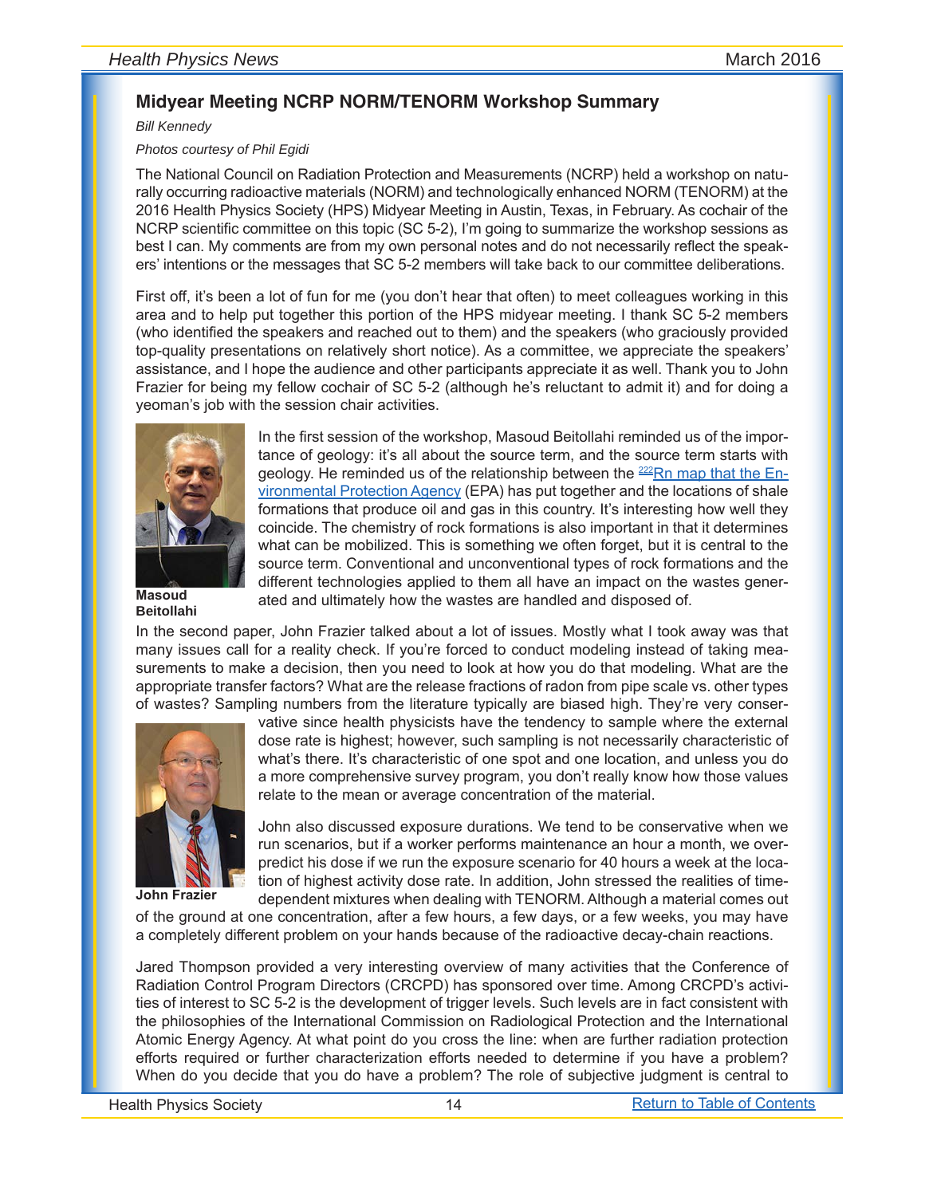## Midyear Meeting NCRP NORM/TENORM Workshop Summary

*Bill Kennedy*

*Photos courtesy of Phil Egidi*

The National Council on Radiation Protection and Measurements (NCRP) held a workshop on naturally occurring radioactive materials (NORM) and technologically enhanced NORM (TENORM) at the 2016 Health Physics Society (HPS) Midyear Meeting in Austin, Texas, in February. As cochair of the NCRP scientific committee on this topic (SC 5-2), I'm going to summarize the workshop sessions as best I can. My comments are from my own personal notes and do not necessarily reflect the speakers' intentions or the messages that SC 5-2 members will take back to our committee deliberations.

First off, it's been a lot of fun for me (you don't hear that often) to meet colleagues working in this area and to help put together this portion of the HPS midyear meeting. I thank SC 5-2 members (who identified the speakers and reached out to them) and the speakers (who graciously provided top-quality presentations on relatively short notice). As a committee, we appreciate the speakers' assistance, and I hope the audience and other participants appreciate it as well. Thank you to John Frazier for being my fellow cochair of SC 5-2 (although he's reluctant to admit it) and for doing a yeoman's job with the session chair activities.

**Masoud Beitollahi**

In the first session of the workshop, Masoud Beitollahi reminded us of the importance of geology: it's all about the source term, and the source term starts with geology. He reminded us of the relationship between the $^{222}$Rn map that the Environmental Protection Agency (EPA) has put together and the locations of shale formations that produce oil and gas in this country. It's interesting how well they coincide. The chemistry of rock formations is also important in that it determines what can be mobilized. This is something we often forget, but it is central to the source term. Conventional and unconventional types of rock formations and the different technologies applied to them all have an impact on the wastes generated and ultimately how the wastes are handled and disposed of.

In the second paper, John Frazier talked about a lot of issues. Mostly what I took away was that many issues call for a reality check. If you're forced to conduct modeling instead of taking measurements to make a decision, then you need to look at how you do that modeling. What are the appropriate transfer factors? What are the release fractions of radon from pipe scale vs. other types of wastes? Sampling numbers from the literature typically are biased high. They're very conservative since health physicists have the tendency to sample where the external dose rate is highest; however, such sampling is not necessarily characteristic of what's there. It's characteristic of one spot and one location, and unless you do a more comprehensive survey program, you don't really know how those values relate to the mean or average concentration of the material.

**John Frazier**

John also discussed exposure durations. We tend to be conservative when we run scenarios, but if a worker performs maintenance an hour a month, we overpredict his dose if we run the exposure scenario for 40 hours a week at the location of highest activity dose rate. In addition, John stressed the realities of time-dependent mixtures when dealing with TENORM. Although a material comes out of the ground at one concentration, after a few hours, a few days, or a few weeks, you may have a completely different problem on your hands because of the radioactive decay-chain reactions.

Jared Thompson provided a very interesting overview of many activities that the Conference of Radiation Control Program Directors (CRCPD) has sponsored over time. Among CRCPD's activities of interest to SC 5-2 is the development of trigger levels. Such levels are in fact consistent with the philosophies of the International Commission on Radiological Protection and the International Atomic Energy Agency. At what point do you cross the line: when are further radiation protection efforts required or further characterization efforts needed to determine if you have a problem? When do you decide that you do have a problem? The role of subjective judgment is central to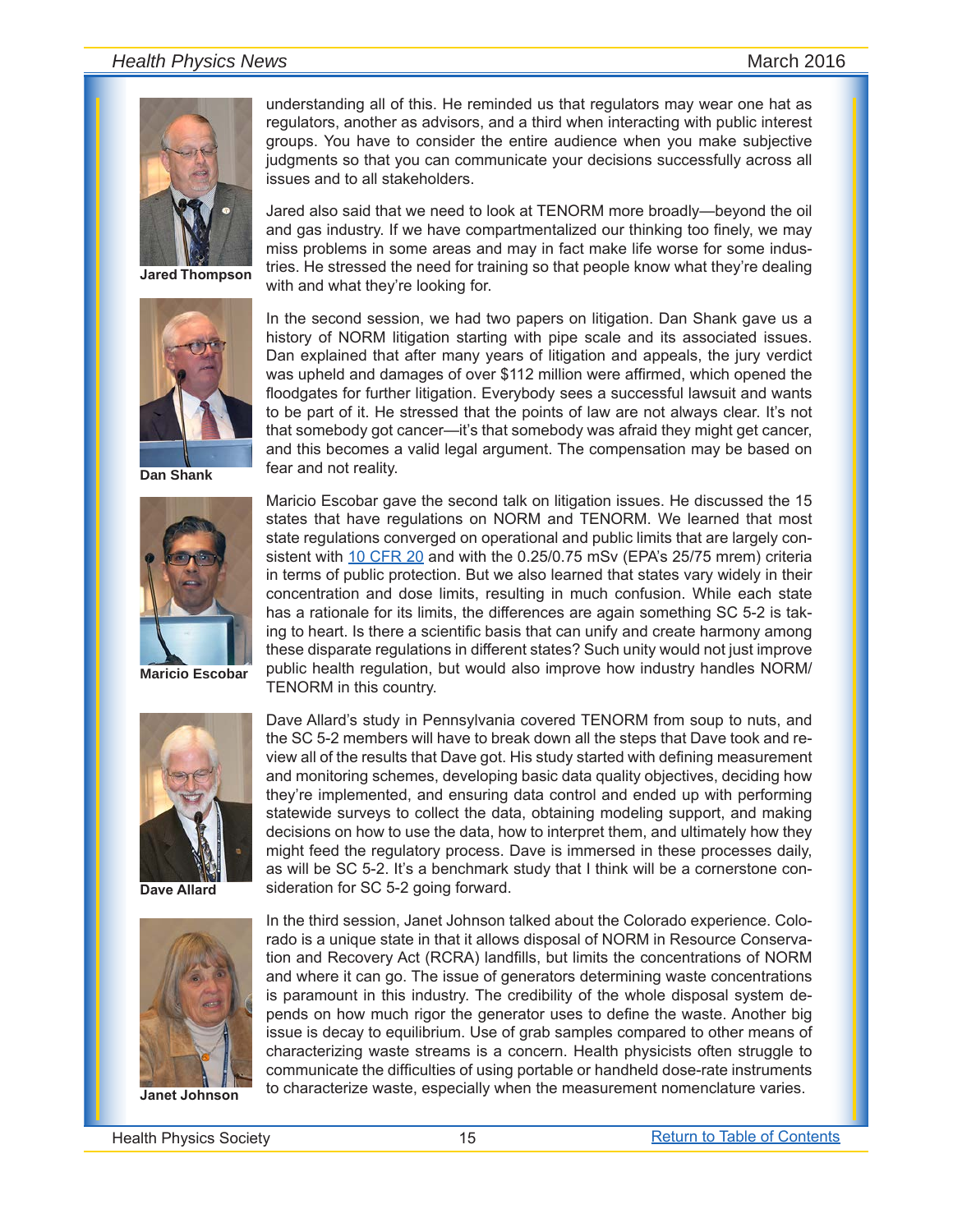understanding all of this. He reminded us that regulators may wear one hat as regulators, another as advisors, and a third when interacting with public interest groups. You have to consider the entire audience when you make subjective judgments so that you can communicate your decisions successfully across all issues and to all stakeholders.

Jared also said that we need to look at TENORM more broadly—beyond the oil and gas industry. If we have compartmentalized our thinking too finely, we may miss problems in some areas and may in fact make life worse for some industries. He stressed the need for training so that people know what they're dealing with and what they're looking for.

**Jared Thompson**

In the second session, we had two papers on litigation. Dan Shank gave us a history of NORM litigation starting with pipe scale and its associated issues. Dan explained that after many years of litigation and appeals, the jury verdict was upheld and damages of over $112 million were affirmed, which opened the floodgates for further litigation. Everybody sees a successful lawsuit and wants to be part of it. He stressed that the points of law are not always clear. It's not that somebody got cancer—it's that somebody was afraid they might get cancer, and this becomes a valid legal argument. The compensation may be based on fear and not reality.

**Dan Shank**

Maricio Escobar gave the second talk on litigation issues. He discussed the 15 states that have regulations on NORM and TENORM. We learned that most state regulations converged on operational and public limits that are largely consistent with [10 CFR 20] and with the 0.25/0.75 mSv (EPA's 25/75 mrem) criteria in terms of public protection. But we also learned that states vary widely in their concentration and dose limits, resulting in much confusion. While each state has a rationale for its limits, the differences are again something SC 5-2 is taking to heart. Is there a scientific basis that can unify and create harmony among these disparate regulations in different states? Such unity would not just improve public health regulation, but would also improve how industry handles NORM/TENORM in this country.

**Maricio Escobar**

Dave Allard's study in Pennsylvania covered TENORM from soup to nuts, and the SC 5-2 members will have to break down all the steps that Dave took and review all of the results that Dave got. His study started with defining measurement and monitoring schemes, developing basic data quality objectives, deciding how they're implemented, and ensuring data control and ended up with performing statewide surveys to collect the data, obtaining modeling support, and making decisions on how to use the data, how to interpret them, and ultimately how they might feed the regulatory process. Dave is immersed in these processes daily, as will be SC 5-2. It's a benchmark study that I think will be a cornerstone consideration for SC 5-2 going forward.

**Dave Allard**

In the third session, Janet Johnson talked about the Colorado experience. Colorado is a unique state in that it allows disposal of NORM in Resource Conservation and Recovery Act (RCRA) landfills, but limits the concentrations of NORM and where it can go. The issue of generators determining waste concentrations is paramount in this industry. The credibility of the whole disposal system depends on how much rigor the generator uses to define the waste. Another big issue is decay to equilibrium. Use of grab samples compared to other means of characterizing waste streams is a concern. Health physicists often struggle to communicate the difficulties of using portable or handheld dose-rate instruments to characterize waste, especially when the measurement nomenclature varies.

**Janet Johnson**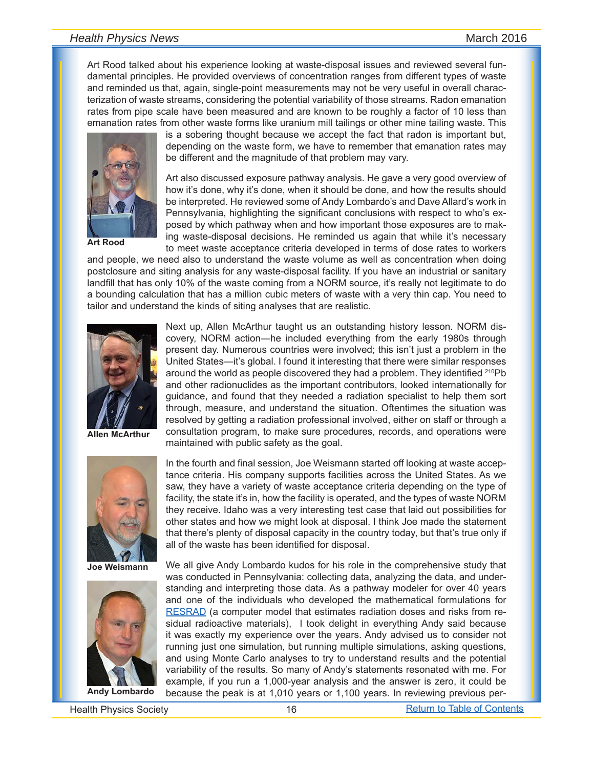Art Rood talked about his experience looking at waste-disposal issues and reviewed several fundamental principles. He provided overviews of concentration ranges from different types of waste and reminded us that, again, single-point measurements may not be very useful in overall characterization of waste streams, considering the potential variability of those streams. Radon emanation rates from pipe scale have been measured and are known to be roughly a factor of 10 less than emanation rates from other waste forms like uranium mill tailings or other mine tailing waste. This is a sobering thought because we accept the fact that radon is important but, depending on the waste form, we have to remember that emanation rates may be different and the magnitude of that problem may vary.

**Art Rood**

Art also discussed exposure pathway analysis. He gave a very good overview of how it's done, why it's done, when it should be done, and how the results should be interpreted. He reviewed some of Andy Lombardo's and Dave Allard's work in Pennsylvania, highlighting the significant conclusions with respect to who's exposed by which pathway when and how important those exposures are to making waste-disposal decisions. He reminded us again that while it's necessary to meet waste acceptance criteria developed in terms of dose rates to workers and people, we need also to understand the waste volume as well as concentration when doing postclosure and siting analysis for any waste-disposal facility. If you have an industrial or sanitary landfill that has only 10% of the waste coming from a NORM source, it's really not legitimate to do a bounding calculation that has a million cubic meters of waste with a very thin cap. You need to tailor and understand the kinds of siting analyses that are realistic.

**Allen McArthur**

Next up, Allen McArthur taught us an outstanding history lesson. NORM discovery, NORM action—he included everything from the early 1980s through present day. Numerous countries were involved; this isn't just a problem in the United States—it's global. I found it interesting that there were similar responses around the world as people discovered they had a problem. They identified $^{210}Pb$ and other radionuclides as the important contributors, looked internationally for guidance, and found that they needed a radiation specialist to help them sort through, measure, and understand the situation. Oftentimes the situation was resolved by getting a radiation professional involved, either on staff or through a consultation program, to make sure procedures, records, and operations were maintained with public safety as the goal.

**Joe Weismann**

In the fourth and final session, Joe Weismann started off looking at waste acceptance criteria. His company supports facilities across the United States. As we saw, they have a variety of waste acceptance criteria depending on the type of facility, the state it's in, how the facility is operated, and the types of waste NORM they receive. Idaho was a very interesting test case that laid out possibilities for other states and how we might look at disposal. I think Joe made the statement that there's plenty of disposal capacity in the country today, but that's true only if all of the waste has been identified for disposal.

**Andy Lombardo**

We all give Andy Lombardo kudos for his role in the comprehensive study that was conducted in Pennsylvania: collecting data, analyzing the data, and understanding and interpreting those data. As a pathway modeler for over 40 years and one of the individuals who developed the mathematical formulations for RESRAD (a computer model that estimates radiation doses and risks from residual radioactive materials), I took delight in everything Andy said because it was exactly my experience over the years. Andy advised us to consider not running just one simulation, but running multiple simulations, asking questions, and using Monte Carlo analyses to try to understand results and the potential variability of the results. So many of Andy's statements resonated with me. For example, if you run a 1,000-year analysis and the answer is zero, it could be because the peak is at 1,010 years or 1,100 years. In reviewing previous per-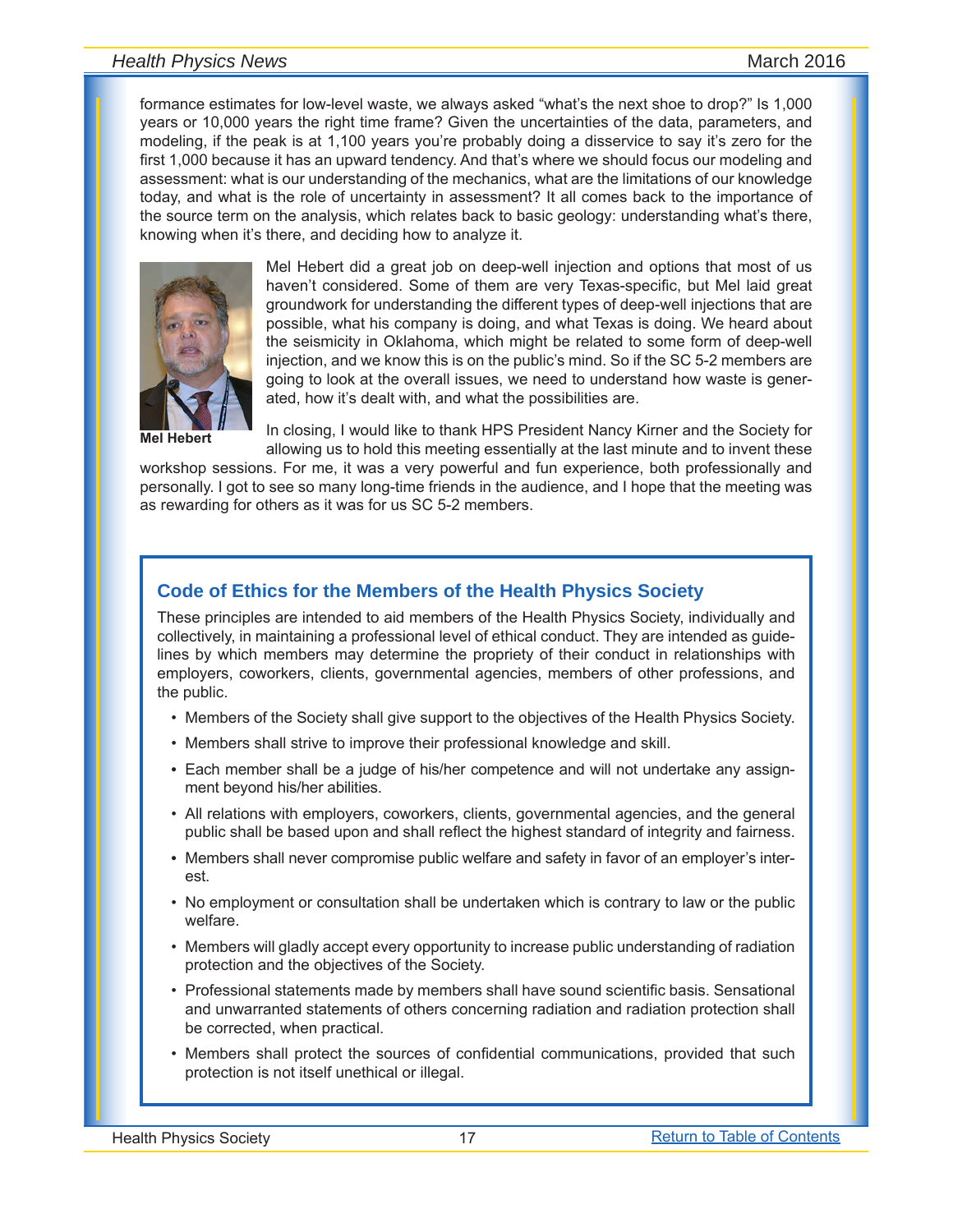formance estimates for low-level waste, we always asked "what's the next shoe to drop?" Is 1,000 years or 10,000 years the right time frame? Given the uncertainties of the data, parameters, and modeling, if the peak is at 1,100 years you're probably doing a disservice to say it's zero for the first 1,000 because it has an upward tendency. And that's where we should focus our modeling and assessment: what is our understanding of the mechanics, what are the limitations of our knowledge today, and what is the role of uncertainty in assessment? It all comes back to the importance of the source term on the analysis, which relates back to basic geology: understanding what's there, knowing when it's there, and deciding how to analyze it.

**Mel Hebert**

Mel Hebert did a great job on deep-well injection and options that most of us haven't considered. Some of them are very Texas-specific, but Mel laid great groundwork for understanding the different types of deep-well injections that are possible, what his company is doing, and what Texas is doing. We heard about the seismicity in Oklahoma, which might be related to some form of deep-well injection, and we know this is on the public's mind. So if the SC 5-2 members are going to look at the overall issues, we need to understand how waste is generated, how it's dealt with, and what the possibilities are.

In closing, I would like to thank HPS President Nancy Kirner and the Society for allowing us to hold this meeting essentially at the last minute and to invent these workshop sessions. For me, it was a very powerful and fun experience, both professionally and personally. I got to see so many long-time friends in the audience, and I hope that the meeting was as rewarding for others as it was for us SC 5-2 members.

## Code of Ethics for the Members of the Health Physics Society

These principles are intended to aid members of the Health Physics Society, individually and collectively, in maintaining a professional level of ethical conduct. They are intended as guidelines by which members may determine the propriety of their conduct in relationships with employers, coworkers, clients, governmental agencies, members of other professions, and the public.

- Members of the Society shall give support to the objectives of the Health Physics Society.
- Members shall strive to improve their professional knowledge and skill.
- Each member shall be a judge of his/her competence and will not undertake any assignment beyond his/her abilities.
- All relations with employers, coworkers, clients, governmental agencies, and the general public shall be based upon and shall reflect the highest standard of integrity and fairness.
- Members shall never compromise public welfare and safety in favor of an employer's interest.
- No employment or consultation shall be undertaken which is contrary to law or the public welfare.
- Members will gladly accept every opportunity to increase public understanding of radiation protection and the objectives of the Society.
- Professional statements made by members shall have sound scientific basis. Sensational and unwarranted statements of others concerning radiation and radiation protection shall be corrected, when practical.
- Members shall protect the sources of confidential communications, provided that such protection is not itself unethical or illegal.